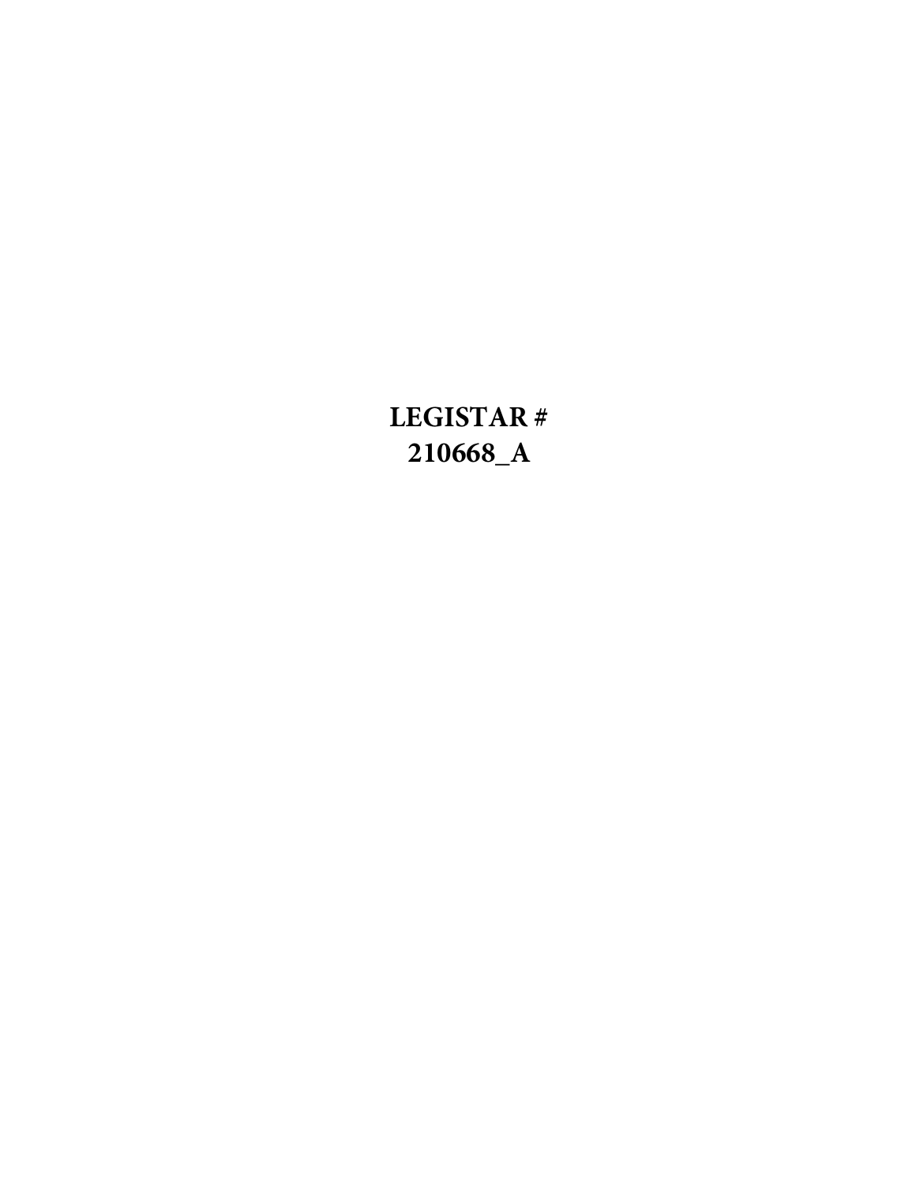**LEGISTAR #**
**210668_A**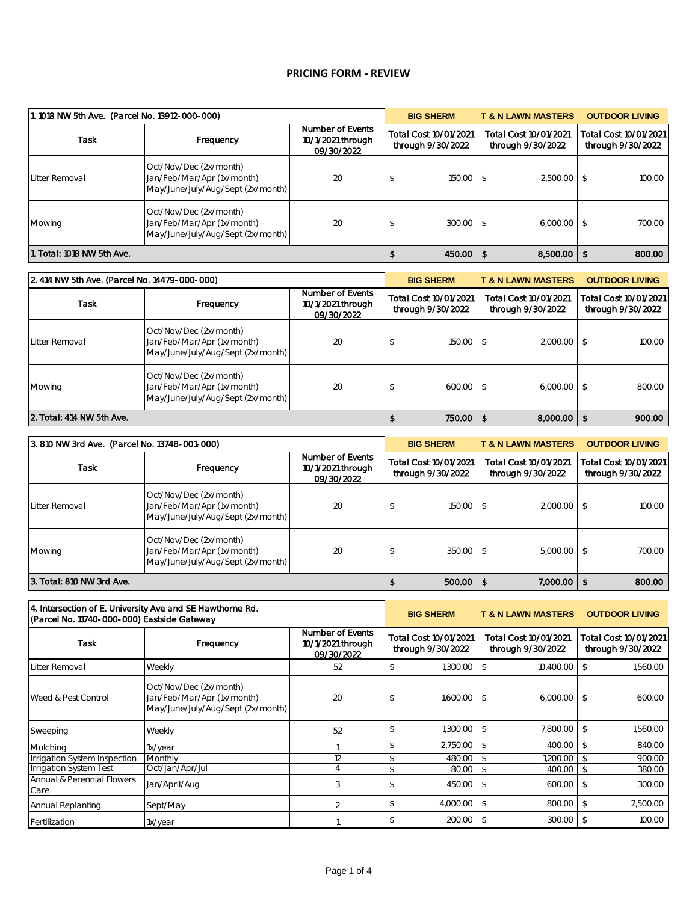# PRICING FORM - REVIEW

| 1. 1018 NW 5th Ave. (Parcel No. 13912-000-000) | | | BIG SHERM | T & N LAWN MASTERS | OUTDOOR LIVING |
|---|---|---|---|---|---|
| Task | Frequency | Number of Events 10/1/2021 through 09/30/2022 | Total Cost 10/01/2021 through 9/30/2022 | Total Cost 10/01/2021 through 9/30/2022 | Total Cost 10/01/2021 through 9/30/2022 |
| Litter Removal | Oct/Nov/Dec (2x/month) Jan/Feb/Mar/Apr (1x/month) May/June/July/Aug/Sept (2x/month) | 20 | $ 150.00 | $ 2,500.00 | $ 100.00 |
| Mowing | Oct/Nov/Dec (2x/month) Jan/Feb/Mar/Apr (1x/month) May/June/July/Aug/Sept (2x/month) | 20 | $ 300.00 | $ 6,000.00 | $ 700.00 |
| **1. Total: 1018 NW 5th Ave.** | | | **$ 450.00** | **$ 8,500.00** | **$ 800.00** |

| 2. 414 NW 5th Ave. (Parcel No. 14479-000-000) | | | BIG SHERM | T & N LAWN MASTERS | OUTDOOR LIVING |
|---|---|---|---|---|---|
| Task | Frequency | Number of Events 10/1/2021 through 09/30/2022 | Total Cost 10/01/2021 through 9/30/2022 | Total Cost 10/01/2021 through 9/30/2022 | Total Cost 10/01/2021 through 9/30/2022 |
| Litter Removal | Oct/Nov/Dec (2x/month) Jan/Feb/Mar/Apr (1x/month) May/June/July/Aug/Sept (2x/month) | 20 | $ 150.00 | $ 2,000.00 | $ 100.00 |
| Mowing | Oct/Nov/Dec (2x/month) Jan/Feb/Mar/Apr (1x/month) May/June/July/Aug/Sept (2x/month) | 20 | $ 600.00 | $ 6,000.00 | $ 800.00 |
| **2. Total: 414 NW 5th Ave.** | | | **$ 750.00** | **$ 8,000.00** | **$ 900.00** |

| 3. 810 NW 3rd Ave. (Parcel No. 13748-001-000) | | | BIG SHERM | T & N LAWN MASTERS | OUTDOOR LIVING |
|---|---|---|---|---|---|
| Task | Frequency | Number of Events 10/1/2021 through 09/30/2022 | Total Cost 10/01/2021 through 9/30/2022 | Total Cost 10/01/2021 through 9/30/2022 | Total Cost 10/01/2021 through 9/30/2022 |
| Litter Removal | Oct/Nov/Dec (2x/month) Jan/Feb/Mar/Apr (1x/month) May/June/July/Aug/Sept (2x/month) | 20 | $ 150.00 | $ 2,000.00 | $ 100.00 |
| Mowing | Oct/Nov/Dec (2x/month) Jan/Feb/Mar/Apr (1x/month) May/June/July/Aug/Sept (2x/month) | 20 | $ 350.00 | $ 5,000.00 | $ 700.00 |
| **3. Total: 810 NW 3rd Ave.** | | | **$ 500.00** | **$ 7,000.00** | **$ 800.00** |

| 4. Intersection of E. University Ave and SE Hawthorne Rd. (Parcel No. 11740-000-000) Eastside Gateway | | | BIG SHERM | T & N LAWN MASTERS | OUTDOOR LIVING |
|---|---|---|---|---|---|
| Task | Frequency | Number of Events 10/1/2021 through 09/30/2022 | Total Cost 10/01/2021 through 9/30/2022 | Total Cost 10/01/2021 through 9/30/2022 | Total Cost 10/01/2021 through 9/30/2022 |
| Litter Removal | Weekly | 52 | $ 1,300.00 | $ 10,400.00 | $ 1,560.00 |
| Weed & Pest Control | Oct/Nov/Dec (2x/month) Jan/Feb/Mar/Apr (1x/month) May/June/July/Aug/Sept (2x/month) | 20 | $ 1,600.00 | $ 6,000.00 | $ 600.00 |
| Sweeping | Weekly | 52 | $ 1,300.00 | $ 7,800.00 | $ 1,560.00 |
| Mulching | 1x/year | 1 | $ 2,750.00 | $ 400.00 | $ 840.00 |
| Irrigation System Inspection | Monthly | 12 | $ 480.00 | $ 1,200.00 | $ 900.00 |
| Irrigation System Test | Oct/Jan/Apr/Jul | 4 | $ 80.00 | $ 400.00 | $ 380.00 |
| Annual & Perennial Flowers Care | Jan/April/Aug | 3 | $ 450.00 | $ 600.00 | $ 300.00 |
| Annual Replanting | Sept/May | 2 | $ 4,000.00 | $ 800.00 | $ 2,500.00 |
| Fertilization | 1x/year | 1 | $ 200.00 | $ 300.00 | $ 100.00 |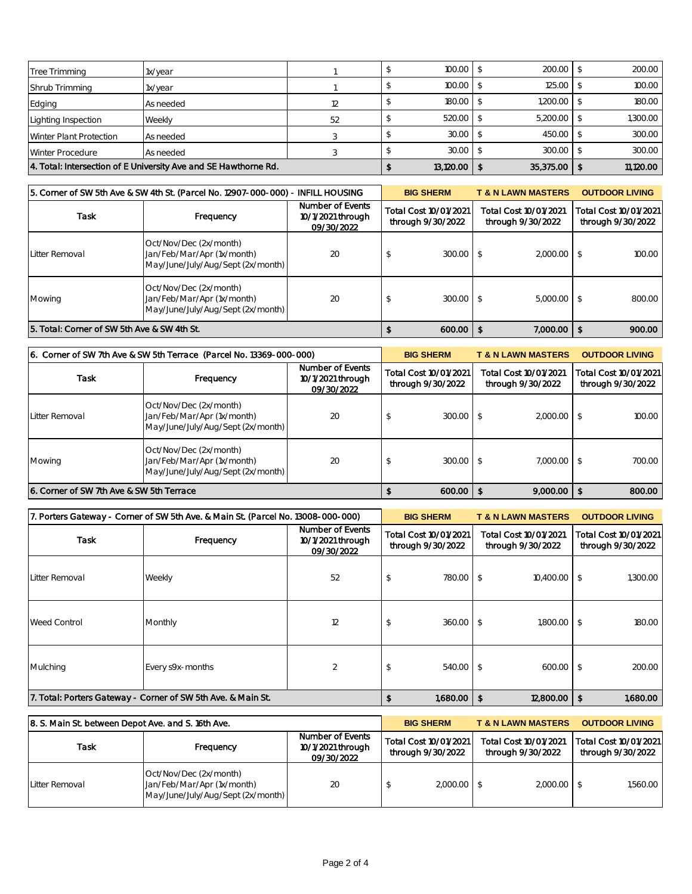| Tree Trimming | 1x/year | 1 | $ 100.00 | $ 200.00 | $ 200.00 |
|---|---|---|---|---|---|
| Shrub Trimming | 1x/year | 1 | $ 100.00 | $ 125.00 | $ 100.00 |
| Edging | As needed | 12 | $ 180.00 | $ 1,200.00 | $ 180.00 |
| Lighting Inspection | Weekly | 52 | $ 520.00 | $ 5,200.00 | $ 1,300.00 |
| Winter Plant Protection | As needed | 3 | $ 30.00 | $ 450.00 | $ 300.00 |
| Winter Procedure | As needed | 3 | $ 30.00 | $ 300.00 | $ 300.00 |
| 4. Total: Intersection of E University Ave and SE Hawthorne Rd. | | | $ 13,120.00 | $ 35,375.00 | $ 11,120.00 |

| 5. Corner of SW 5th Ave & SW 4th St. (Parcel No. 12907-000-000) - INFILL HOUSING | | | BIG SHERM | T & N LAWN MASTERS | OUTDOOR LIVING |
|---|---|---|---|---|---|
| Task | Frequency | Number of Events 10/1/2021 through 09/30/2022 | Total Cost 10/01/2021 through 9/30/2022 | Total Cost 10/01/2021 through 9/30/2022 | Total Cost 10/01/2021 through 9/30/2022 |
| Litter Removal | Oct/Nov/Dec (2x/month) Jan/Feb/Mar/Apr (1x/month) May/June/July/Aug/Sept (2x/month) | 20 | $ 300.00 | $ 2,000.00 | $ 100.00 |
| Mowing | Oct/Nov/Dec (2x/month) Jan/Feb/Mar/Apr (1x/month) May/June/July/Aug/Sept (2x/month) | 20 | $ 300.00 | $ 5,000.00 | $ 800.00 |
| **5. Total: Corner of SW 5th Ave & SW 4th St.** | | | **$ 600.00** | **$ 7,000.00** | **$ 900.00** |

| 6. Corner of SW 7th Ave & SW 5th Terrace (Parcel No. 13369-000-000) | | | BIG SHERM | T & N LAWN MASTERS | OUTDOOR LIVING |
|---|---|---|---|---|---|
| Task | Frequency | Number of Events 10/1/2021 through 09/30/2022 | Total Cost 10/01/2021 through 9/30/2022 | Total Cost 10/01/2021 through 9/30/2022 | Total Cost 10/01/2021 through 9/30/2022 |
| Litter Removal | Oct/Nov/Dec (2x/month) Jan/Feb/Mar/Apr (1x/month) May/June/July/Aug/Sept (2x/month) | 20 | $ 300.00 | $ 2,000.00 | $ 100.00 |
| Mowing | Oct/Nov/Dec (2x/month) Jan/Feb/Mar/Apr (1x/month) May/June/July/Aug/Sept (2x/month) | 20 | $ 300.00 | $ 7,000.00 | $ 700.00 |
| **6. Corner of SW 7th Ave & SW 5th Terrace** | | | **$ 600.00** | **$ 9,000.00** | **$ 800.00** |

| 7. Porters Gateway - Corner of SW 5th Ave. & Main St. (Parcel No. 13008-000-000) | | | BIG SHERM | T & N LAWN MASTERS | OUTDOOR LIVING |
|---|---|---|---|---|---|
| Task | Frequency | Number of Events 10/1/2021 through 09/30/2022 | Total Cost 10/01/2021 through 9/30/2022 | Total Cost 10/01/2021 through 9/30/2022 | Total Cost 10/01/2021 through 9/30/2022 |
| Litter Removal | Weekly | 52 | $ 780.00 | $ 10,400.00 | $ 1,300.00 |
| Weed Control | Monthly | 12 | $ 360.00 | $ 1,800.00 | $ 180.00 |
| Mulching | Every s9x-months | 2 | $ 540.00 | $ 600.00 | $ 200.00 |
| **7. Total: Porters Gateway - Corner of SW 5th Ave. & Main St.** | | | **$ 1,680.00** | **$ 12,800.00** | **$ 1,680.00** |

| 8. S. Main St. between Depot Ave. and S. 16th Ave. | | | BIG SHERM | T & N LAWN MASTERS | OUTDOOR LIVING |
|---|---|---|---|---|---|
| Task | Frequency | Number of Events 10/1/2021 through 09/30/2022 | Total Cost 10/01/2021 through 9/30/2022 | Total Cost 10/01/2021 through 9/30/2022 | Total Cost 10/01/2021 through 9/30/2022 |
| Litter Removal | Oct/Nov/Dec (2x/month) Jan/Feb/Mar/Apr (1x/month) May/June/July/Aug/Sept (2x/month) | 20 | $ 2,000.00 | $ 2,000.00 | $ 1,560.00 |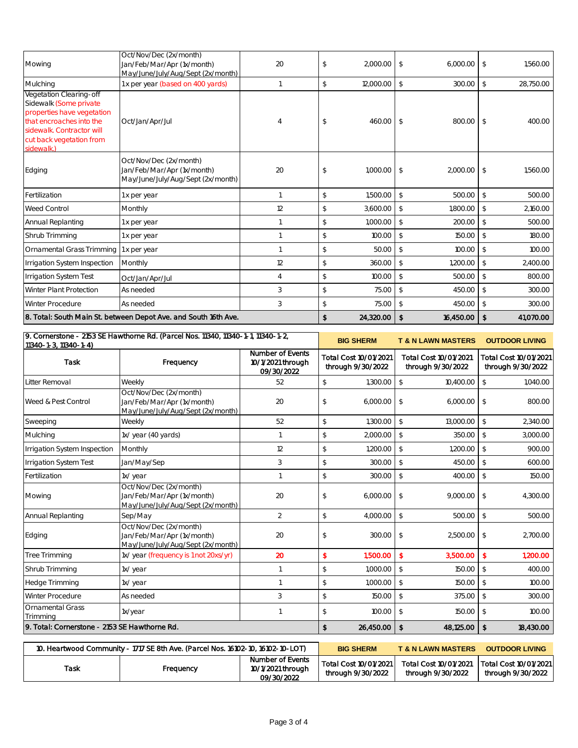| | | | | | |
|---|---|---|---|---|---|
| Mowing | Oct/Nov/Dec (2x/month) Jan/Feb/Mar/Apr (1x/month) May/June/July/Aug/Sept (2x/month) | 20 | $ 2,000.00 | $ 6,000.00 | $ 1,560.00 |
| Mulching | 1x per year (based on 400 yards) | 1 | $ 12,000.00 | $ 300.00 | $ 28,750.00 |
| Vegetation Clearing-off Sidewalk (Some private properties have vegetation that encroaches into the sidewalk. Contractor will cut back vegetation from sidewalk.) | Oct/Jan/Apr/Jul | 4 | $ 460.00 | $ 800.00 | $ 400.00 |
| Edging | Oct/Nov/Dec (2x/month) Jan/Feb/Mar/Apr (1x/month) May/June/July/Aug/Sept (2x/month) | 20 | $ 1,000.00 | $ 2,000.00 | $ 1,560.00 |
| Fertilization | 1x per year | 1 | $ 1,500.00 | $ 500.00 | $ 500.00 |
| Weed Control | Monthly | 12 | $ 3,600.00 | $ 1,800.00 | $ 2,160.00 |
| Annual Replanting | 1x per year | 1 | $ 1,000.00 | $ 200.00 | $ 500.00 |
| Shrub Trimming | 1x per year | 1 | $ 100.00 | $ 150.00 | $ 180.00 |
| Ornamental Grass Trimming | 1x per year | 1 | $ 50.00 | $ 100.00 | $ 100.00 |
| Irrigation System Inspection | Monthly | 12 | $ 360.00 | $ 1,200.00 | $ 2,400.00 |
| Irrigation System Test | Oct/Jan/Apr/Jul | 4 | $ 100.00 | $ 500.00 | $ 800.00 |
| Winter Plant Protection | As needed | 3 | $ 75.00 | $ 450.00 | $ 300.00 |
| Winter Procedure | As needed | 3 | $ 75.00 | $ 450.00 | $ 300.00 |
| **8. Total: South Main St. between Depot Ave. and South 16th Ave.** | | | **$ 24,320.00** | **$ 16,450.00** | **$ 41,070.00** |

| 9. Cornerstone - 2153 SE Hawthorne Rd. (Parcel Nos. 11340, 11340-1-1, 11340-1-2, 11340-1-3, 11340-1-4) | | | BIG SHERM | T & N LAWN MASTERS | OUTDOOR LIVING |
|---|---|---|---|---|---|
| Task | Frequency | Number of Events 10/1/2021 through 09/30/2022 | Total Cost 10/01/2021 through 9/30/2022 | Total Cost 10/01/2021 through 9/30/2022 | Total Cost 10/01/2021 through 9/30/2022 |
| Litter Removal | Weekly | 52 | $ 1,300.00 | $ 10,400.00 | $ 1,040.00 |
| Weed & Pest Control | Oct/Nov/Dec (2x/month) Jan/Feb/Mar/Apr (1x/month) May/June/July/Aug/Sept (2x/month) | 20 | $ 6,000.00 | $ 6,000.00 | $ 800.00 |
| Sweeping | Weekly | 52 | $ 1,300.00 | $ 13,000.00 | $ 2,340.00 |
| Mulching | 1x/ year (40 yards) | 1 | $ 2,000.00 | $ 350.00 | $ 3,000.00 |
| Irrigation System Inspection | Monthly | 12 | $ 1,200.00 | $ 1,200.00 | $ 900.00 |
| Irrigation System Test | Jan/May/Sep | 3 | $ 300.00 | $ 450.00 | $ 600.00 |
| Fertilization | 1x/ year | 1 | $ 300.00 | $ 400.00 | $ 150.00 |
| Mowing | Oct/Nov/Dec (2x/month) Jan/Feb/Mar/Apr (1x/month) May/June/July/Aug/Sept (2x/month) | 20 | $ 6,000.00 | $ 9,000.00 | $ 4,300.00 |
| Annual Replanting | Sep/May | 2 | $ 4,000.00 | $ 500.00 | $ 500.00 |
| Edging | Oct/Nov/Dec (2x/month) Jan/Feb/Mar/Apr (1x/month) May/June/July/Aug/Sept (2x/month) | 20 | $ 300.00 | $ 2,500.00 | $ 2,700.00 |
| Tree Trimming | 1x/ year (frequency is 1 not 20xs/yr) | 20 | $ 1,500.00 | $ 3,500.00 | $ 1,200.00 |
| Shrub Trimming | 1x/ year | 1 | $ 1,000.00 | $ 150.00 | $ 400.00 |
| Hedge Trimming | 1x/ year | 1 | $ 1,000.00 | $ 150.00 | $ 100.00 |
| Winter Procedure | As needed | 3 | $ 150.00 | $ 375.00 | $ 300.00 |
| Ornamental Grass Trimming | 1x/year | 1 | $ 100.00 | $ 150.00 | $ 100.00 |
| **9. Total: Cornerstone - 2153 SE Hawthorne Rd.** | | | **$ 26,450.00** | **$ 48,125.00** | **$ 18,430.00** |

| 10. Heartwood Community - 1717 SE 8th Ave. (Parcel Nos. 16102-10, 16102-10-LOT) | | | BIG SHERM | T & N LAWN MASTERS | OUTDOOR LIVING |
|---|---|---|---|---|---|
| Task | Frequency | Number of Events 10/1/2021 through 09/30/2022 | Total Cost 10/01/2021 through 9/30/2022 | Total Cost 10/01/2021 through 9/30/2022 | Total Cost 10/01/2021 through 9/30/2022 |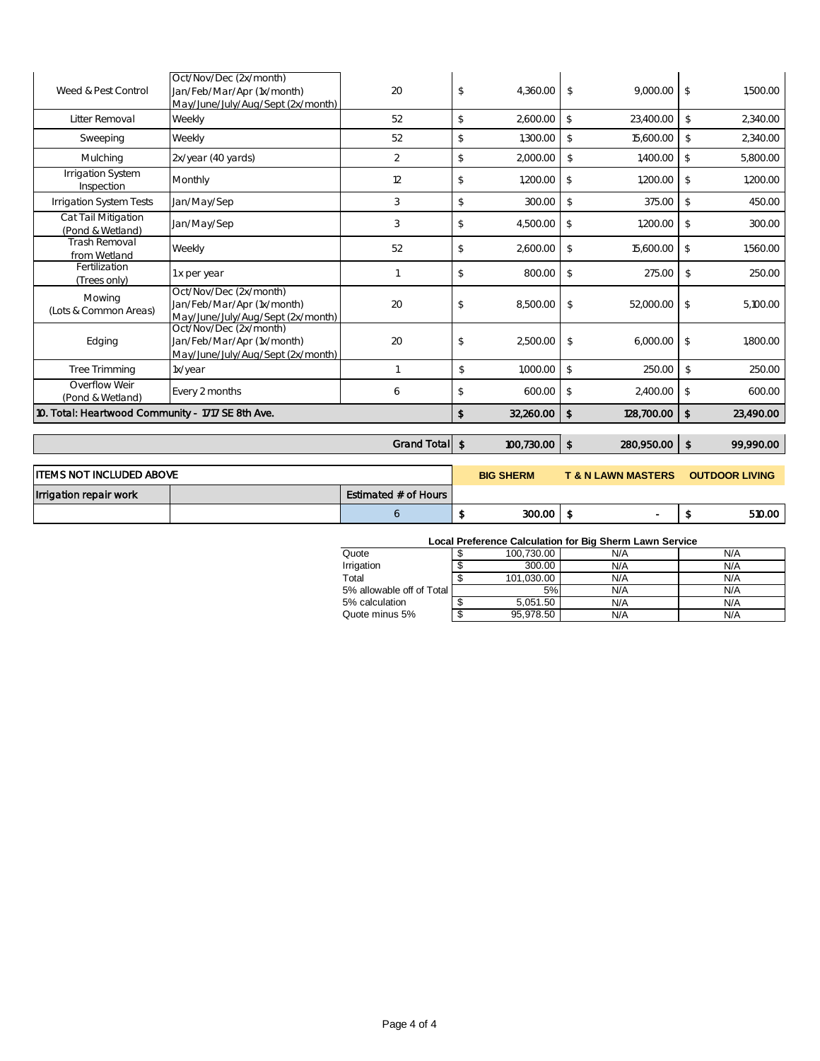| | | | | | |
|---|---|---|---|---|---|
| Weed & Pest Control | Oct/Nov/Dec (2x/month) Jan/Feb/Mar/Apr (1x/month) May/June/July/Aug/Sept (2x/month) | 20 | $ 4,360.00 | $ 9,000.00 | $ 1,500.00 |
| Litter Removal | Weekly | 52 | $ 2,600.00 | $ 23,400.00 | $ 2,340.00 |
| Sweeping | Weekly | 52 | $ 1,300.00 | $ 15,600.00 | $ 2,340.00 |
| Mulching | 2x/year (40 yards) | 2 | $ 2,000.00 | $ 1,400.00 | $ 5,800.00 |
| Irrigation System Inspection | Monthly | 12 | $ 1,200.00 | $ 1,200.00 | $ 1,200.00 |
| Irrigation System Tests | Jan/May/Sep | 3 | $ 300.00 | $ 375.00 | $ 450.00 |
| Cat Tail Mitigation (Pond & Wetland) | Jan/May/Sep | 3 | $ 4,500.00 | $ 1,200.00 | $ 300.00 |
| Trash Removal from Wetland | Weekly | 52 | $ 2,600.00 | $ 15,600.00 | $ 1,560.00 |
| Fertilization (Trees only) | 1x per year | 1 | $ 800.00 | $ 275.00 | $ 250.00 |
| Mowing (Lots & Common Areas) | Oct/Nov/Dec (2x/month) Jan/Feb/Mar/Apr (1x/month) May/June/July/Aug/Sept (2x/month) | 20 | $ 8,500.00 | $ 52,000.00 | $ 5,100.00 |
| Edging | Oct/Nov/Dec (2x/month) Jan/Feb/Mar/Apr (1x/month) May/June/July/Aug/Sept (2x/month) | 20 | $ 2,500.00 | $ 6,000.00 | $ 1,800.00 |
| Tree Trimming | 1x/year | 1 | $ 1,000.00 | $ 250.00 | $ 250.00 |
| Overflow Weir (Pond & Wetland) | Every 2 months | 6 | $ 600.00 | $ 2,400.00 | $ 600.00 |
| **10. Total: Heartwood Community - 1717 SE 8th Ave.** | | | **$ 32,260.00** | **$ 128,700.00** | **$ 23,490.00** |
| | | **Grand Total** | **$ 100,730.00** | **$ 280,950.00** | **$ 99,990.00** |

| ITEMS NOT INCLUDED ABOVE | | | BIG SHERM | T & N LAWN MASTERS | OUTDOOR LIVING |
|---|---|---|---|---|---|
| Irrigation repair work | | Estimated # of Hours | | | |
| | | 6 | $ 300.00 | $ - | $ 510.00 |

**Local Preference Calculation for Big Sherm Lawn Service**

| | | | |
|---|---|---|---|
| Quote | $ 100,730.00 | N/A | N/A |
| Irrigation | $ 300.00 | N/A | N/A |
| Total | $ 101,030.00 | N/A | N/A |
| 5% allowable off of Total | 5% | N/A | N/A |
| 5% calculation | $ 5,051.50 | N/A | N/A |
| Quote minus 5% | $ 95,978.50 | N/A | N/A |